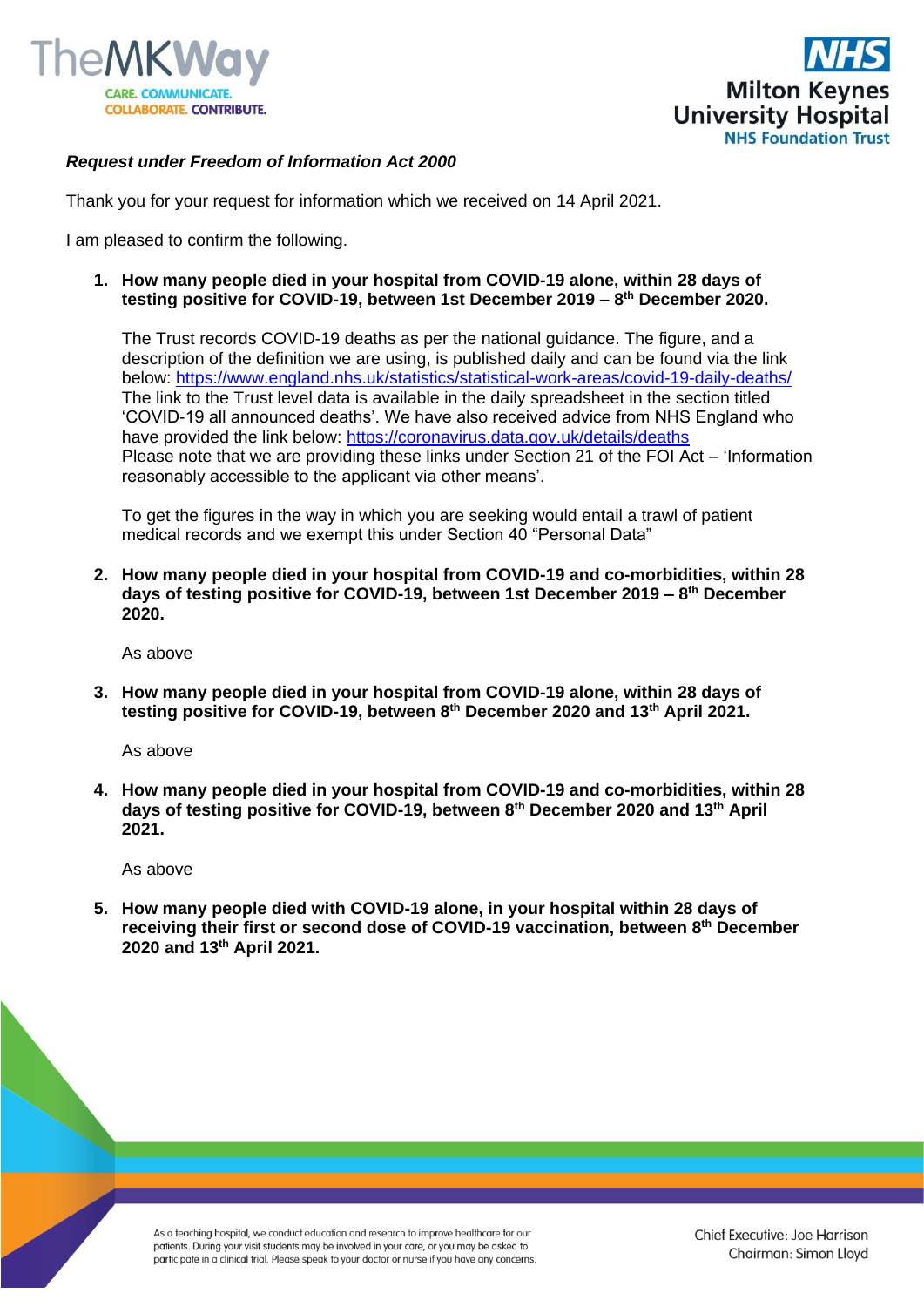*Request under Freedom of Information Act 2000*

Thank you for your request for information which we received on 14 April 2021.

I am pleased to confirm the following.

1. **How many people died in your hospital from COVID-19 alone, within 28 days of testing positive for COVID-19, between 1st December 2019 – 8th December 2020.**

   The Trust records COVID-19 deaths as per the national guidance. The figure, and a description of the definition we are using, is published daily and can be found via the link below: https://www.england.nhs.uk/statistics/statistical-work-areas/covid-19-daily-deaths/
   The link to the Trust level data is available in the daily spreadsheet in the section titled 'COVID-19 all announced deaths'. We have also received advice from NHS England who have provided the link below: https://coronavirus.data.gov.uk/details/deaths
   Please note that we are providing these links under Section 21 of the FOI Act – 'Information reasonably accessible to the applicant via other means'.

   To get the figures in the way in which you are seeking would entail a trawl of patient medical records and we exempt this under Section 40 "Personal Data"

2. **How many people died in your hospital from COVID-19 and co-morbidities, within 28 days of testing positive for COVID-19, between 1st December 2019 – 8th December 2020.**

   As above

3. **How many people died in your hospital from COVID-19 alone, within 28 days of testing positive for COVID-19, between 8th December 2020 and 13th April 2021.**

   As above

4. **How many people died in your hospital from COVID-19 and co-morbidities, within 28 days of testing positive for COVID-19, between 8th December 2020 and 13th April 2021.**

   As above

5. **How many people died with COVID-19 alone, in your hospital within 28 days of receiving their first or second dose of COVID-19 vaccination, between 8th December 2020 and 13th April 2021.**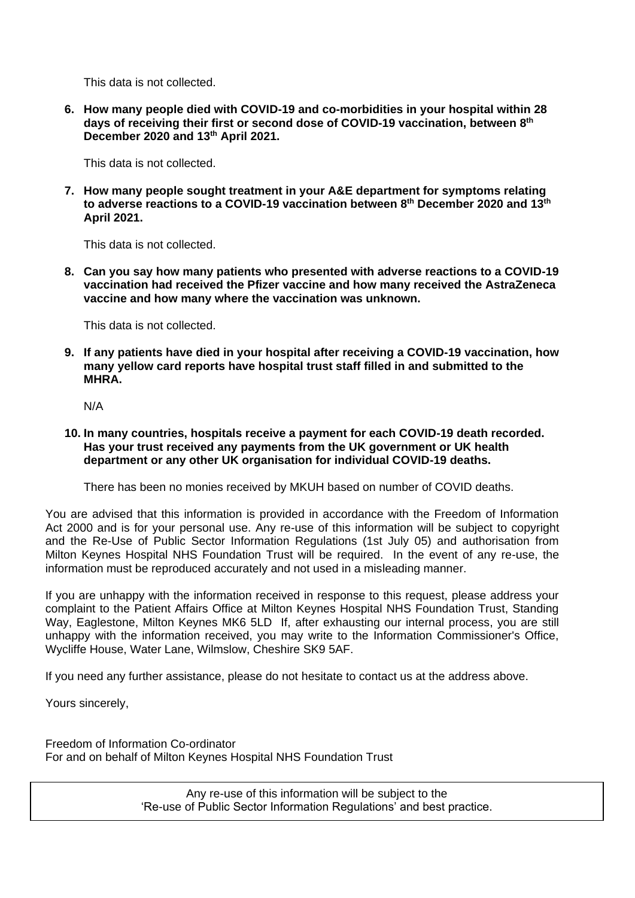This data is not collected.

**6. How many people died with COVID-19 and co-morbidities in your hospital within 28 days of receiving their first or second dose of COVID-19 vaccination, between 8th December 2020 and 13th April 2021.**

This data is not collected.

**7. How many people sought treatment in your A&E department for symptoms relating to adverse reactions to a COVID-19 vaccination between 8th December 2020 and 13th April 2021.**

This data is not collected.

**8. Can you say how many patients who presented with adverse reactions to a COVID-19 vaccination had received the Pfizer vaccine and how many received the AstraZeneca vaccine and how many where the vaccination was unknown.**

This data is not collected.

**9. If any patients have died in your hospital after receiving a COVID-19 vaccination, how many yellow card reports have hospital trust staff filled in and submitted to the MHRA.**

N/A

**10. In many countries, hospitals receive a payment for each COVID-19 death recorded. Has your trust received any payments from the UK government or UK health department or any other UK organisation for individual COVID-19 deaths.**

There has been no monies received by MKUH based on number of COVID deaths.

You are advised that this information is provided in accordance with the Freedom of Information Act 2000 and is for your personal use. Any re-use of this information will be subject to copyright and the Re-Use of Public Sector Information Regulations (1st July 05) and authorisation from Milton Keynes Hospital NHS Foundation Trust will be required. In the event of any re-use, the information must be reproduced accurately and not used in a misleading manner.

If you are unhappy with the information received in response to this request, please address your complaint to the Patient Affairs Office at Milton Keynes Hospital NHS Foundation Trust, Standing Way, Eaglestone, Milton Keynes MK6 5LD If, after exhausting our internal process, you are still unhappy with the information received, you may write to the Information Commissioner's Office, Wycliffe House, Water Lane, Wilmslow, Cheshire SK9 5AF.

If you need any further assistance, please do not hesitate to contact us at the address above.

Yours sincerely,

Freedom of Information Co-ordinator
For and on behalf of Milton Keynes Hospital NHS Foundation Trust

Any re-use of this information will be subject to the
'Re-use of Public Sector Information Regulations' and best practice.